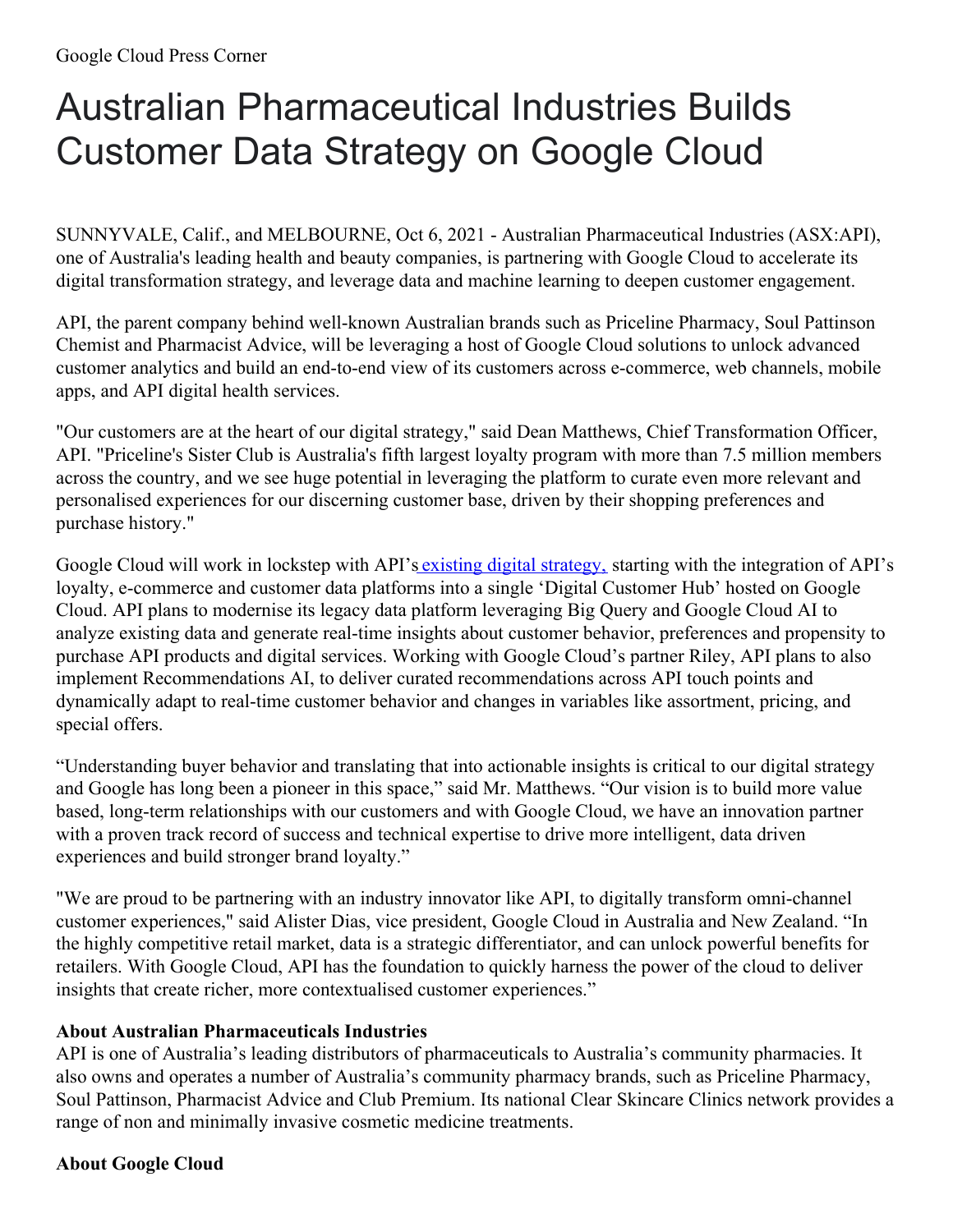Google Cloud Press Corner

# Australian Pharmaceutical Industries Builds Customer Data Strategy on Google Cloud

SUNNYVALE, Calif., and MELBOURNE, Oct 6, 2021 - Australian Pharmaceutical Industries (ASX:API), one of Australia's leading health and beauty companies, is partnering with Google Cloud to accelerate its digital transformation strategy, and leverage data and machine learning to deepen customer engagement.

API, the parent company behind well-known Australian brands such as Priceline Pharmacy, Soul Pattinson Chemist and Pharmacist Advice, will be leveraging a host of Google Cloud solutions to unlock advanced customer analytics and build an end-to-end view of its customers across e-commerce, web channels, mobile apps, and API digital health services.

"Our customers are at the heart of our digital strategy," said Dean Matthews, Chief Transformation Officer, API. "Priceline's Sister Club is Australia's fifth largest loyalty program with more than 7.5 million members across the country, and we see huge potential in leveraging the platform to curate even more relevant and personalised experiences for our discerning customer base, driven by their shopping preferences and purchase history."

Google Cloud will work in lockstep with API's existing digital strategy, starting with the integration of API's loyalty, e-commerce and customer data platforms into a single 'Digital Customer Hub' hosted on Google Cloud. API plans to modernise its legacy data platform leveraging Big Query and Google Cloud AI to analyze existing data and generate real-time insights about customer behavior, preferences and propensity to purchase API products and digital services. Working with Google Cloud's partner Riley, API plans to also implement Recommendations AI, to deliver curated recommendations across API touch points and dynamically adapt to real-time customer behavior and changes in variables like assortment, pricing, and special offers.

"Understanding buyer behavior and translating that into actionable insights is critical to our digital strategy and Google has long been a pioneer in this space," said Mr. Matthews. "Our vision is to build more value based, long-term relationships with our customers and with Google Cloud, we have an innovation partner with a proven track record of success and technical expertise to drive more intelligent, data driven experiences and build stronger brand loyalty."

"We are proud to be partnering with an industry innovator like API, to digitally transform omni-channel customer experiences," said Alister Dias, vice president, Google Cloud in Australia and New Zealand. "In the highly competitive retail market, data is a strategic differentiator, and can unlock powerful benefits for retailers. With Google Cloud, API has the foundation to quickly harness the power of the cloud to deliver insights that create richer, more contextualised customer experiences."

**About Australian Pharmaceuticals Industries**

API is one of Australia's leading distributors of pharmaceuticals to Australia's community pharmacies. It also owns and operates a number of Australia's community pharmacy brands, such as Priceline Pharmacy, Soul Pattinson, Pharmacist Advice and Club Premium. Its national Clear Skincare Clinics network provides a range of non and minimally invasive cosmetic medicine treatments.

**About Google Cloud**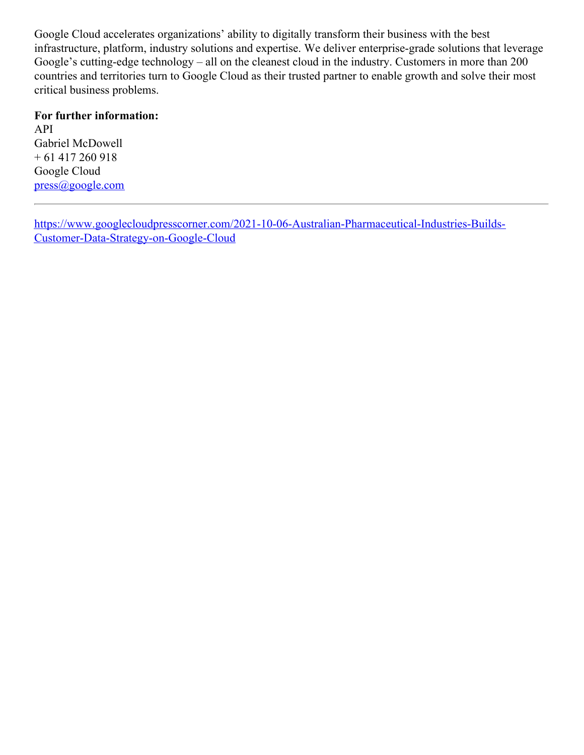Google Cloud accelerates organizations' ability to digitally transform their business with the best infrastructure, platform, industry solutions and expertise. We deliver enterprise-grade solutions that leverage Google's cutting-edge technology – all on the cleanest cloud in the industry. Customers in more than 200 countries and territories turn to Google Cloud as their trusted partner to enable growth and solve their most critical business problems.

**For further information:**
API
Gabriel McDowell
+ 61 417 260 918
Google Cloud
press@google.com

---

https://www.googlecloudpresscorner.com/2021-10-06-Australian-Pharmaceutical-Industries-Builds-Customer-Data-Strategy-on-Google-Cloud